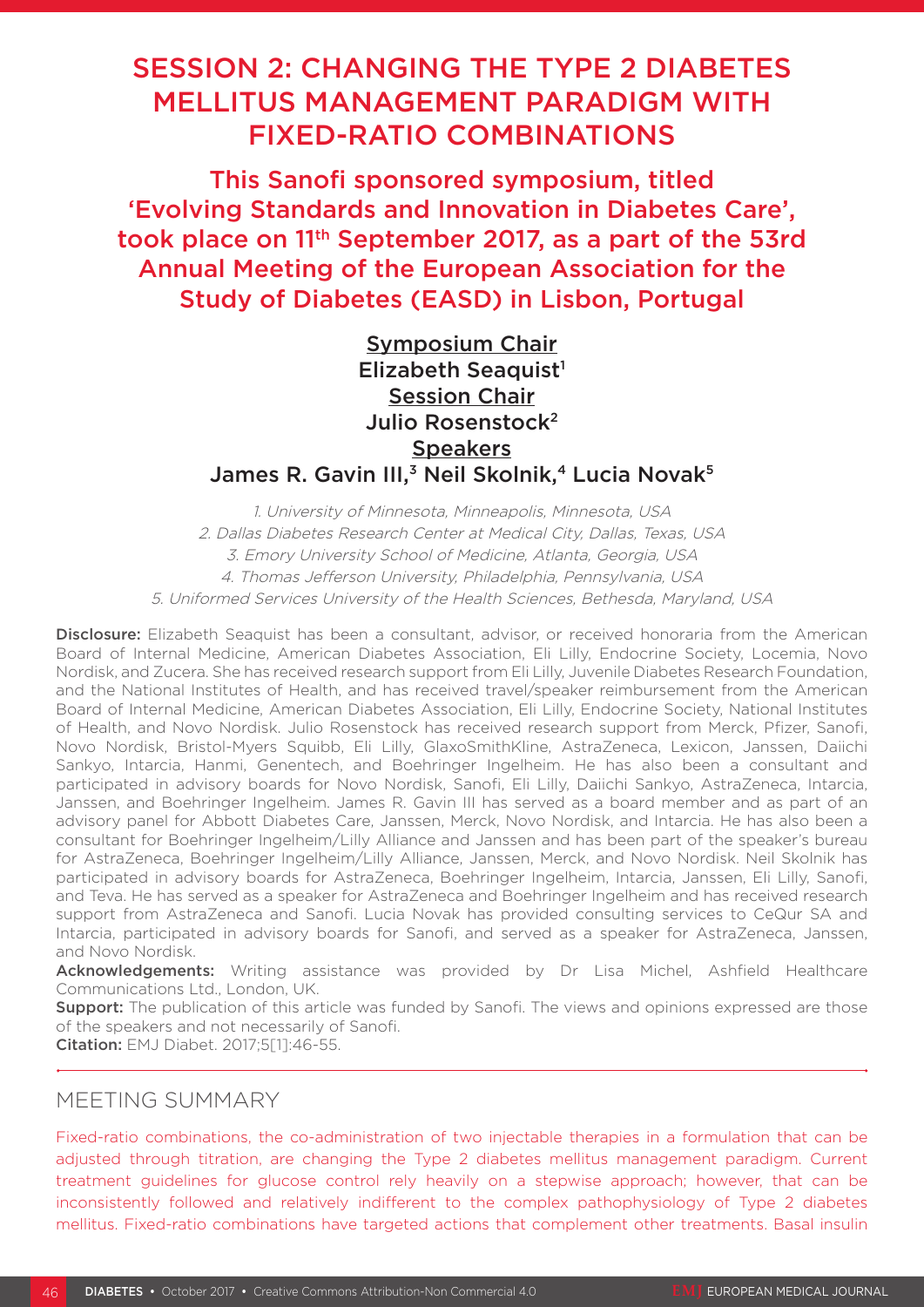# SESSION 2: CHANGING THE TYPE 2 DIABETES MELLITUS MANAGEMENT PARADIGM WITH FIXED-RATIO COMBINATIONS

## This Sanofi sponsored symposium, titled 'Evolving Standards and Innovation in Diabetes Care', took place on 11th September 2017, as a part of the 53rd Annual Meeting of the European Association for the Study of Diabetes (EASD) in Lisbon, Portugal

**Symposium Chair**
**Elizabeth Seaquist**[1]
**Session Chair**
**Julio Rosenstock**[2]
**Speakers**
**James R. Gavin III,[3] Neil Skolnik,[4] Lucia Novak**[5]

*1. University of Minnesota, Minneapolis, Minnesota, USA*
*2. Dallas Diabetes Research Center at Medical City, Dallas, Texas, USA*
*3. Emory University School of Medicine, Atlanta, Georgia, USA*
*4. Thomas Jefferson University, Philadelphia, Pennsylvania, USA*
*5. Uniformed Services University of the Health Sciences, Bethesda, Maryland, USA*

**Disclosure:** Elizabeth Seaquist has been a consultant, advisor, or received honoraria from the American Board of Internal Medicine, American Diabetes Association, Eli Lilly, Endocrine Society, Locemia, Novo Nordisk, and Zucera. She has received research support from Eli Lilly, Juvenile Diabetes Research Foundation, and the National Institutes of Health, and has received travel/speaker reimbursement from the American Board of Internal Medicine, American Diabetes Association, Eli Lilly, Endocrine Society, National Institutes of Health, and Novo Nordisk. Julio Rosenstock has received research support from Merck, Pfizer, Sanofi, Novo Nordisk, Bristol-Myers Squibb, Eli Lilly, GlaxoSmithKline, AstraZeneca, Lexicon, Janssen, Daiichi Sankyo, Intarcia, Hanmi, Genentech, and Boehringer Ingelheim. He has also been a consultant and participated in advisory boards for Novo Nordisk, Sanofi, Eli Lilly, Daiichi Sankyo, AstraZeneca, Intarcia, Janssen, and Boehringer Ingelheim. James R. Gavin III has served as a board member and as part of an advisory panel for Abbott Diabetes Care, Janssen, Merck, Novo Nordisk, and Intarcia. He has also been a consultant for Boehringer Ingelheim/Lilly Alliance and Janssen and has been part of the speaker's bureau for AstraZeneca, Boehringer Ingelheim/Lilly Alliance, Janssen, Merck, and Novo Nordisk. Neil Skolnik has participated in advisory boards for AstraZeneca, Boehringer Ingelheim, Intarcia, Janssen, Eli Lilly, Sanofi, and Teva. He has served as a speaker for AstraZeneca and Boehringer Ingelheim and has received research support from AstraZeneca and Sanofi. Lucia Novak has provided consulting services to CeQur SA and Intarcia, participated in advisory boards for Sanofi, and served as a speaker for AstraZeneca, Janssen, and Novo Nordisk.
**Acknowledgements:** Writing assistance was provided by Dr Lisa Michel, Ashfield Healthcare Communications Ltd., London, UK.
**Support:** The publication of this article was funded by Sanofi. The views and opinions expressed are those of the speakers and not necessarily of Sanofi.
**Citation:** EMJ Diabet. 2017;5[1]:46-55.

## MEETING SUMMARY

Fixed-ratio combinations, the co-administration of two injectable therapies in a formulation that can be adjusted through titration, are changing the Type 2 diabetes mellitus management paradigm. Current treatment guidelines for glucose control rely heavily on a stepwise approach; however, that can be inconsistently followed and relatively indifferent to the complex pathophysiology of Type 2 diabetes mellitus. Fixed-ratio combinations have targeted actions that complement other treatments. Basal insulin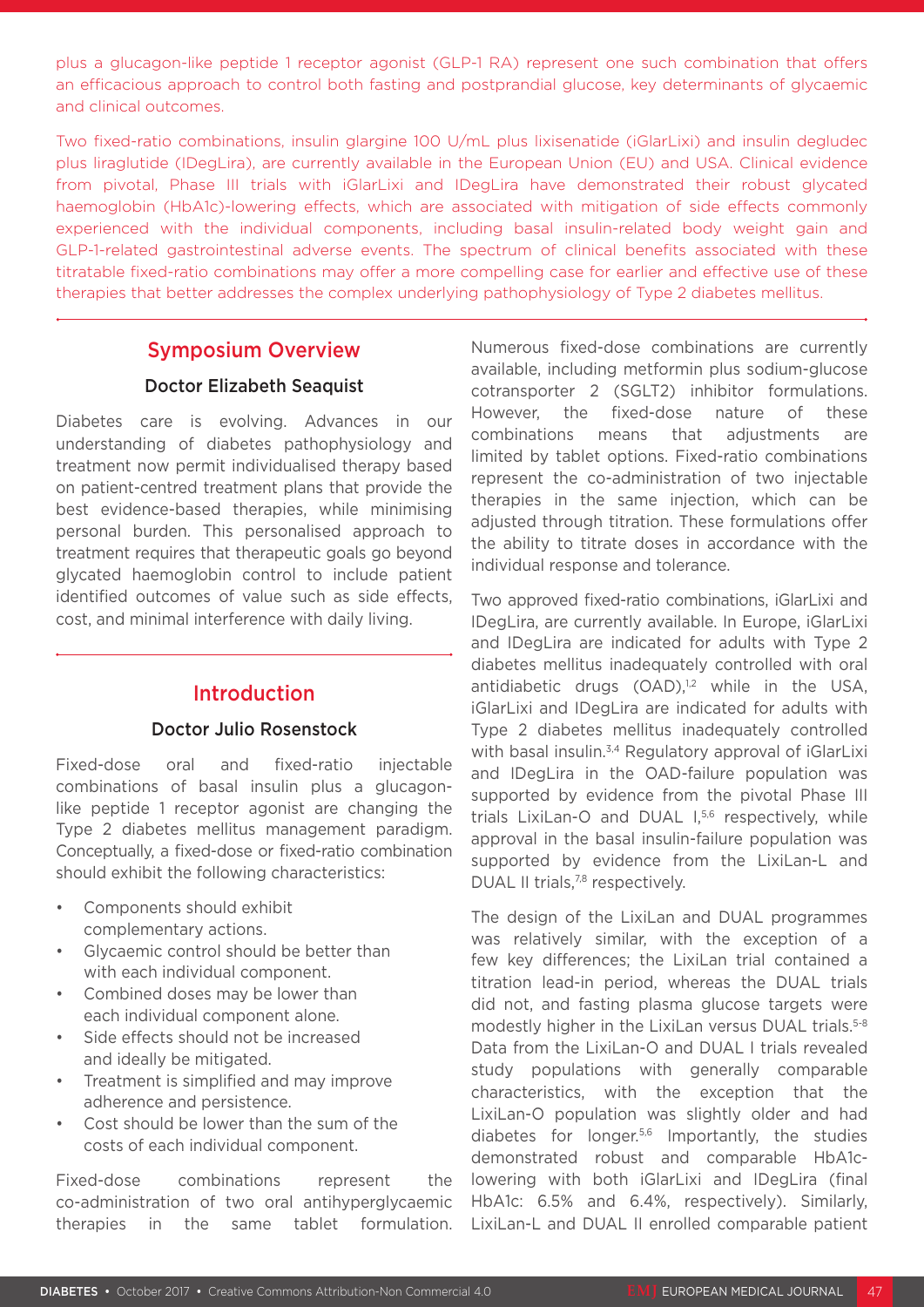plus a glucagon-like peptide 1 receptor agonist (GLP-1 RA) represent one such combination that offers an efficacious approach to control both fasting and postprandial glucose, key determinants of glycaemic and clinical outcomes.

Two fixed-ratio combinations, insulin glargine 100 U/mL plus lixisenatide (iGlarLixi) and insulin degludec plus liraglutide (IDegLira), are currently available in the European Union (EU) and USA. Clinical evidence from pivotal, Phase III trials with iGlarLixi and IDegLira have demonstrated their robust glycated haemoglobin (HbA1c)-lowering effects, which are associated with mitigation of side effects commonly experienced with the individual components, including basal insulin-related body weight gain and GLP-1-related gastrointestinal adverse events. The spectrum of clinical benefits associated with these titratable fixed-ratio combinations may offer a more compelling case for earlier and effective use of these therapies that better addresses the complex underlying pathophysiology of Type 2 diabetes mellitus.

## Symposium Overview

### Doctor Elizabeth Seaquist

Diabetes care is evolving. Advances in our understanding of diabetes pathophysiology and treatment now permit individualised therapy based on patient-centred treatment plans that provide the best evidence-based therapies, while minimising personal burden. This personalised approach to treatment requires that therapeutic goals go beyond glycated haemoglobin control to include patient identified outcomes of value such as side effects, cost, and minimal interference with daily living.

## Introduction

### Doctor Julio Rosenstock

Fixed-dose oral and fixed-ratio injectable combinations of basal insulin plus a glucagon-like peptide 1 receptor agonist are changing the Type 2 diabetes mellitus management paradigm. Conceptually, a fixed-dose or fixed-ratio combination should exhibit the following characteristics:

- Components should exhibit complementary actions.
- Glycaemic control should be better than with each individual component.
- Combined doses may be lower than each individual component alone.
- Side effects should not be increased and ideally be mitigated.
- Treatment is simplified and may improve adherence and persistence.
- Cost should be lower than the sum of the costs of each individual component.

Fixed-dose combinations represent the co-administration of two oral antihyperglycaemic therapies in the same tablet formulation. Numerous fixed-dose combinations are currently available, including metformin plus sodium-glucose cotransporter 2 (SGLT2) inhibitor formulations. However, the fixed-dose nature of these combinations means that adjustments are limited by tablet options. Fixed-ratio combinations represent the co-administration of two injectable therapies in the same injection, which can be adjusted through titration. These formulations offer the ability to titrate doses in accordance with the individual response and tolerance.

Two approved fixed-ratio combinations, iGlarLixi and IDegLira, are currently available. In Europe, iGlarLixi and IDegLira are indicated for adults with Type 2 diabetes mellitus inadequately controlled with oral antidiabetic drugs (OAD),[1,2] while in the USA, iGlarLixi and IDegLira are indicated for adults with Type 2 diabetes mellitus inadequately controlled with basal insulin.[3,4] Regulatory approval of iGlarLixi and IDegLira in the OAD-failure population was supported by evidence from the pivotal Phase III trials LixiLan-O and DUAL I,[5,6] respectively, while approval in the basal insulin-failure population was supported by evidence from the LixiLan-L and DUAL II trials,[7,8] respectively.

The design of the LixiLan and DUAL programmes was relatively similar, with the exception of a few key differences; the LixiLan trial contained a titration lead-in period, whereas the DUAL trials did not, and fasting plasma glucose targets were modestly higher in the LixiLan versus DUAL trials.[5-8] Data from the LixiLan-O and DUAL I trials revealed study populations with generally comparable characteristics, with the exception that the LixiLan-O population was slightly older and had diabetes for longer.[5,6] Importantly, the studies demonstrated robust and comparable HbA1c-lowering with both iGlarLixi and IDegLira (final HbA1c: 6.5% and 6.4%, respectively). Similarly, LixiLan-L and DUAL II enrolled comparable patient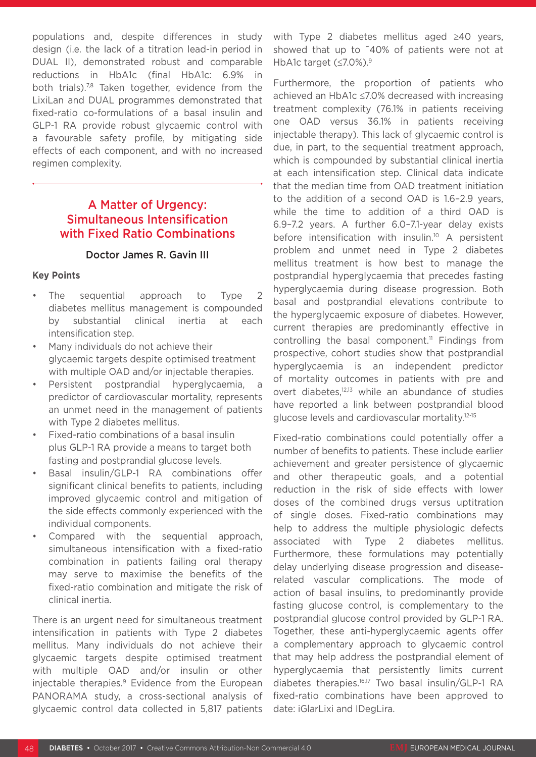populations and, despite differences in study design (i.e. the lack of a titration lead-in period in DUAL II), demonstrated robust and comparable reductions in HbA1c (final HbA1c: 6.9% in both trials).[7,8] Taken together, evidence from the LixiLan and DUAL programmes demonstrated that fixed-ratio co-formulations of a basal insulin and GLP-1 RA provide robust glycaemic control with a favourable safety profile, by mitigating side effects of each component, and with no increased regimen complexity.

## A Matter of Urgency: Simultaneous Intensification with Fixed Ratio Combinations

**Doctor James R. Gavin III**

### Key Points

- The sequential approach to Type 2 diabetes mellitus management is compounded by substantial clinical inertia at each intensification step.
- Many individuals do not achieve their glycaemic targets despite optimised treatment with multiple OAD and/or injectable therapies.
- Persistent postprandial hyperglycaemia, a predictor of cardiovascular mortality, represents an unmet need in the management of patients with Type 2 diabetes mellitus.
- Fixed-ratio combinations of a basal insulin plus GLP-1 RA provide a means to target both fasting and postprandial glucose levels.
- Basal insulin/GLP-1 RA combinations offer significant clinical benefits to patients, including improved glycaemic control and mitigation of the side effects commonly experienced with the individual components.
- Compared with the sequential approach, simultaneous intensification with a fixed-ratio combination in patients failing oral therapy may serve to maximise the benefits of the fixed-ratio combination and mitigate the risk of clinical inertia.

There is an urgent need for simultaneous treatment intensification in patients with Type 2 diabetes mellitus. Many individuals do not achieve their glycaemic targets despite optimised treatment with multiple OAD and/or insulin or other injectable therapies.[9] Evidence from the European PANORAMA study, a cross-sectional analysis of glycaemic control data collected in 5,817 patients with Type 2 diabetes mellitus aged ≥40 years, showed that up to ~40% of patients were not at HbA1c target (≤7.0%).[9]

Furthermore, the proportion of patients who achieved an HbA1c ≤7.0% decreased with increasing treatment complexity (76.1% in patients receiving one OAD versus 36.1% in patients receiving injectable therapy). This lack of glycaemic control is due, in part, to the sequential treatment approach, which is compounded by substantial clinical inertia at each intensification step. Clinical data indicate that the median time from OAD treatment initiation to the addition of a second OAD is 1.6–2.9 years, while the time to addition of a third OAD is 6.9–7.2 years. A further 6.0–7.1-year delay exists before intensification with insulin.[10] A persistent problem and unmet need in Type 2 diabetes mellitus treatment is how best to manage the postprandial hyperglycaemia that precedes fasting hyperglycaemia during disease progression. Both basal and postprandial elevations contribute to the hyperglycaemic exposure of diabetes. However, current therapies are predominantly effective in controlling the basal component.[11] Findings from prospective, cohort studies show that postprandial hyperglycaemia is an independent predictor of mortality outcomes in patients with pre and overt diabetes,[12,13] while an abundance of studies have reported a link between postprandial blood glucose levels and cardiovascular mortality.[12-15]

Fixed-ratio combinations could potentially offer a number of benefits to patients. These include earlier achievement and greater persistence of glycaemic and other therapeutic goals, and a potential reduction in the risk of side effects with lower doses of the combined drugs versus uptitration of single doses. Fixed-ratio combinations may help to address the multiple physiologic defects associated with Type 2 diabetes mellitus. Furthermore, these formulations may potentially delay underlying disease progression and disease-related vascular complications. The mode of action of basal insulins, to predominantly provide fasting glucose control, is complementary to the postprandial glucose control provided by GLP-1 RA. Together, these anti-hyperglycaemic agents offer a complementary approach to glycaemic control that may help address the postprandial element of hyperglycaemia that persistently limits current diabetes therapies.[16,17] Two basal insulin/GLP-1 RA fixed-ratio combinations have been approved to date: iGlarLixi and IDegLira.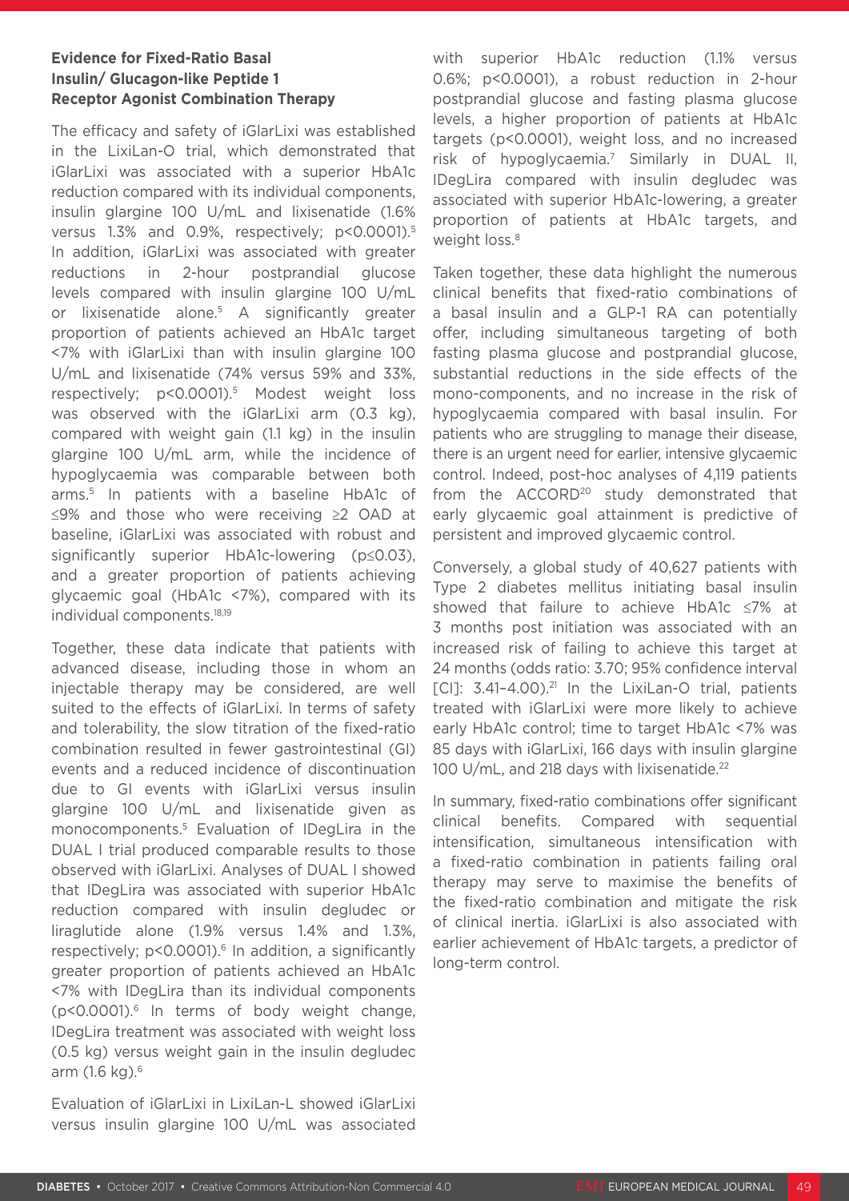### Evidence for Fixed-Ratio Basal Insulin/ Glucagon-like Peptide 1 Receptor Agonist Combination Therapy

The efficacy and safety of iGlarLixi was established in the LixiLan-O trial, which demonstrated that iGlarLixi was associated with a superior HbA1c reduction compared with its individual components, insulin glargine 100 U/mL and lixisenatide (1.6% versus 1.3% and 0.9%, respectively; $p<0.0001$).[5] In addition, iGlarLixi was associated with greater reductions in 2-hour postprandial glucose levels compared with insulin glargine 100 U/mL or lixisenatide alone.[5] A significantly greater proportion of patients achieved an HbA1c target <7% with iGlarLixi than with insulin glargine 100 U/mL and lixisenatide (74% versus 59% and 33%, respectively; $p<0.0001$).[5] Modest weight loss was observed with the iGlarLixi arm (0.3 kg), compared with weight gain (1.1 kg) in the insulin glargine 100 U/mL arm, while the incidence of hypoglycaemia was comparable between both arms.[5] In patients with a baseline HbA1c of ≤9% and those who were receiving ≥2 OAD at baseline, iGlarLixi was associated with robust and significantly superior HbA1c-lowering ($p\leq0.03$), and a greater proportion of patients achieving glycaemic goal (HbA1c <7%), compared with its individual components.[18,19]

Together, these data indicate that patients with advanced disease, including those in whom an injectable therapy may be considered, are well suited to the effects of iGlarLixi. In terms of safety and tolerability, the slow titration of the fixed-ratio combination resulted in fewer gastrointestinal (GI) events and a reduced incidence of discontinuation due to GI events with iGlarLixi versus insulin glargine 100 U/mL and lixisenatide given as monocomponents.[5] Evaluation of IDegLira in the DUAL I trial produced comparable results to those observed with iGlarLixi. Analyses of DUAL I showed that IDegLira was associated with superior HbA1c reduction compared with insulin degludec or liraglutide alone (1.9% versus 1.4% and 1.3%, respectively; $p<0.0001$).[6] In addition, a significantly greater proportion of patients achieved an HbA1c <7% with IDegLira than its individual components ($p<0.0001$).[6] In terms of body weight change, IDegLira treatment was associated with weight loss (0.5 kg) versus weight gain in the insulin degludec arm (1.6 kg).[6]

Evaluation of iGlarLixi in LixiLan-L showed iGlarLixi versus insulin glargine 100 U/mL was associated with superior HbA1c reduction (1.1% versus 0.6%; $p<0.0001$), a robust reduction in 2-hour postprandial glucose and fasting plasma glucose levels, a higher proportion of patients at HbA1c targets ($p<0.0001$), weight loss, and no increased risk of hypoglycaemia.[7] Similarly in DUAL II, IDegLira compared with insulin degludec was associated with superior HbA1c-lowering, a greater proportion of patients at HbA1c targets, and weight loss.[8]

Taken together, these data highlight the numerous clinical benefits that fixed-ratio combinations of a basal insulin and a GLP-1 RA can potentially offer, including simultaneous targeting of both fasting plasma glucose and postprandial glucose, substantial reductions in the side effects of the mono-components, and no increase in the risk of hypoglycaemia compared with basal insulin. For patients who are struggling to manage their disease, there is an urgent need for earlier, intensive glycaemic control. Indeed, post-hoc analyses of 4,119 patients from the ACCORD[20] study demonstrated that early glycaemic goal attainment is predictive of persistent and improved glycaemic control.

Conversely, a global study of 40,627 patients with Type 2 diabetes mellitus initiating basal insulin showed that failure to achieve HbA1c ≤7% at 3 months post initiation was associated with an increased risk of failing to achieve this target at 24 months (odds ratio: 3.70; 95% confidence interval [CI]: 3.41–4.00).[21] In the LixiLan-O trial, patients treated with iGlarLixi were more likely to achieve early HbA1c control; time to target HbA1c <7% was 85 days with iGlarLixi, 166 days with insulin glargine 100 U/mL, and 218 days with lixisenatide.[22]

In summary, fixed-ratio combinations offer significant clinical benefits. Compared with sequential intensification, simultaneous intensification with a fixed-ratio combination in patients failing oral therapy may serve to maximise the benefits of the fixed-ratio combination and mitigate the risk of clinical inertia. iGlarLixi is also associated with earlier achievement of HbA1c targets, a predictor of long-term control.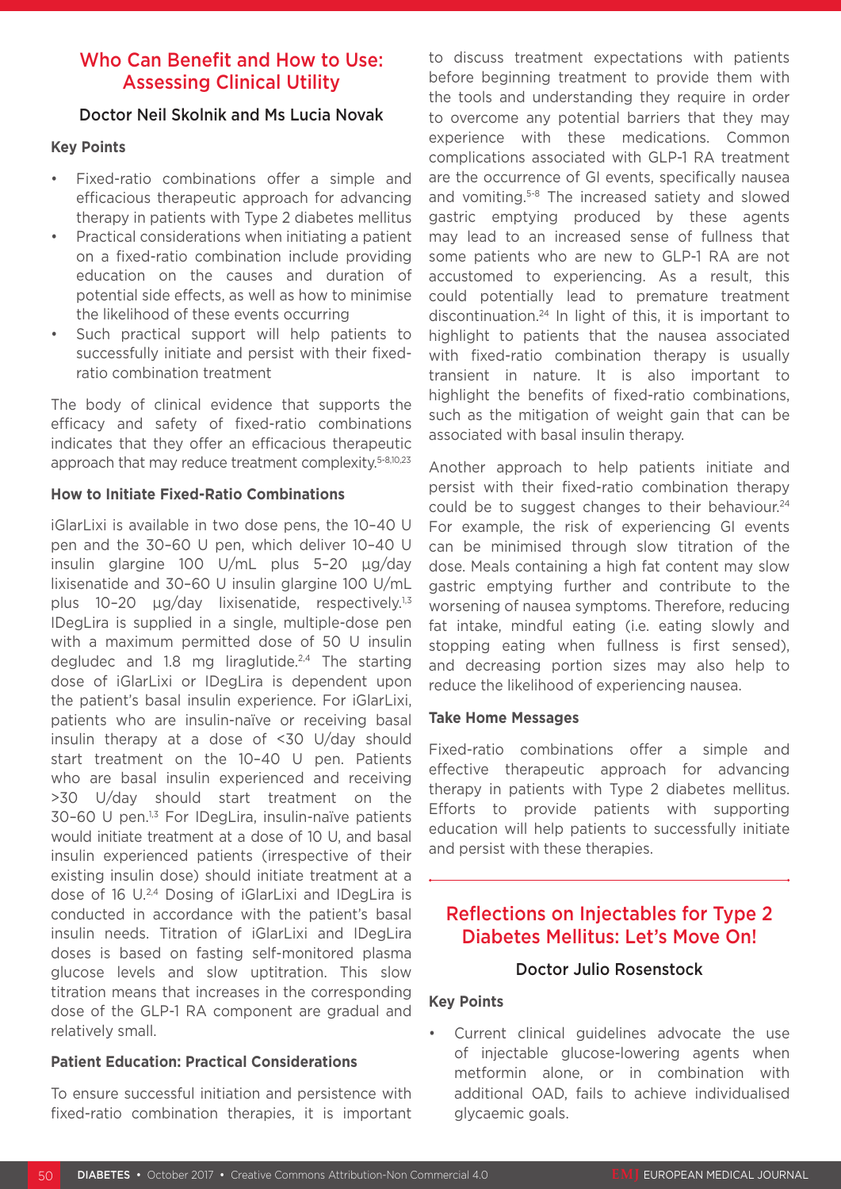## Who Can Benefit and How to Use: Assessing Clinical Utility

### Doctor Neil Skolnik and Ms Lucia Novak

#### Key Points

- Fixed-ratio combinations offer a simple and efficacious therapeutic approach for advancing therapy in patients with Type 2 diabetes mellitus
- Practical considerations when initiating a patient on a fixed-ratio combination include providing education on the causes and duration of potential side effects, as well as how to minimise the likelihood of these events occurring
- Such practical support will help patients to successfully initiate and persist with their fixed-ratio combination treatment

The body of clinical evidence that supports the efficacy and safety of fixed-ratio combinations indicates that they offer an efficacious therapeutic approach that may reduce treatment complexity.[5-8,10,23]

#### How to Initiate Fixed-Ratio Combinations

iGlarLixi is available in two dose pens, the 10–40 U pen and the 30–60 U pen, which deliver 10–40 U insulin glargine 100 U/mL plus 5–20 µg/day lixisenatide and 30–60 U insulin glargine 100 U/mL plus 10–20 µg/day lixisenatide, respectively.[1,3] IDegLira is supplied in a single, multiple-dose pen with a maximum permitted dose of 50 U insulin degludec and 1.8 mg liraglutide.[2,4] The starting dose of iGlarLixi or IDegLira is dependent upon the patient's basal insulin experience. For iGlarLixi, patients who are insulin-naïve or receiving basal insulin therapy at a dose of <30 U/day should start treatment on the 10–40 U pen. Patients who are basal insulin experienced and receiving >30 U/day should start treatment on the 30–60 U pen.[1,3] For IDegLira, insulin-naïve patients would initiate treatment at a dose of 10 U, and basal insulin experienced patients (irrespective of their existing insulin dose) should initiate treatment at a dose of 16 U.[2,4] Dosing of iGlarLixi and IDegLira is conducted in accordance with the patient's basal insulin needs. Titration of iGlarLixi and IDegLira doses is based on fasting self-monitored plasma glucose levels and slow uptitration. This slow titration means that increases in the corresponding dose of the GLP-1 RA component are gradual and relatively small.

#### Patient Education: Practical Considerations

To ensure successful initiation and persistence with fixed-ratio combination therapies, it is important to discuss treatment expectations with patients before beginning treatment to provide them with the tools and understanding they require in order to overcome any potential barriers that they may experience with these medications. Common complications associated with GLP-1 RA treatment are the occurrence of GI events, specifically nausea and vomiting.[5-8] The increased satiety and slowed gastric emptying produced by these agents may lead to an increased sense of fullness that some patients who are new to GLP-1 RA are not accustomed to experiencing. As a result, this could potentially lead to premature treatment discontinuation.[24] In light of this, it is important to highlight to patients that the nausea associated with fixed-ratio combination therapy is usually transient in nature. It is also important to highlight the benefits of fixed-ratio combinations, such as the mitigation of weight gain that can be associated with basal insulin therapy.

Another approach to help patients initiate and persist with their fixed-ratio combination therapy could be to suggest changes to their behaviour.[24] For example, the risk of experiencing GI events can be minimised through slow titration of the dose. Meals containing a high fat content may slow gastric emptying further and contribute to the worsening of nausea symptoms. Therefore, reducing fat intake, mindful eating (i.e. eating slowly and stopping eating when fullness is first sensed), and decreasing portion sizes may also help to reduce the likelihood of experiencing nausea.

#### Take Home Messages

Fixed-ratio combinations offer a simple and effective therapeutic approach for advancing therapy in patients with Type 2 diabetes mellitus. Efforts to provide patients with supporting education will help patients to successfully initiate and persist with these therapies.

---

## Reflections on Injectables for Type 2 Diabetes Mellitus: Let's Move On!

### Doctor Julio Rosenstock

#### Key Points

- Current clinical guidelines advocate the use of injectable glucose-lowering agents when metformin alone, or in combination with additional OAD, fails to achieve individualised glycaemic goals.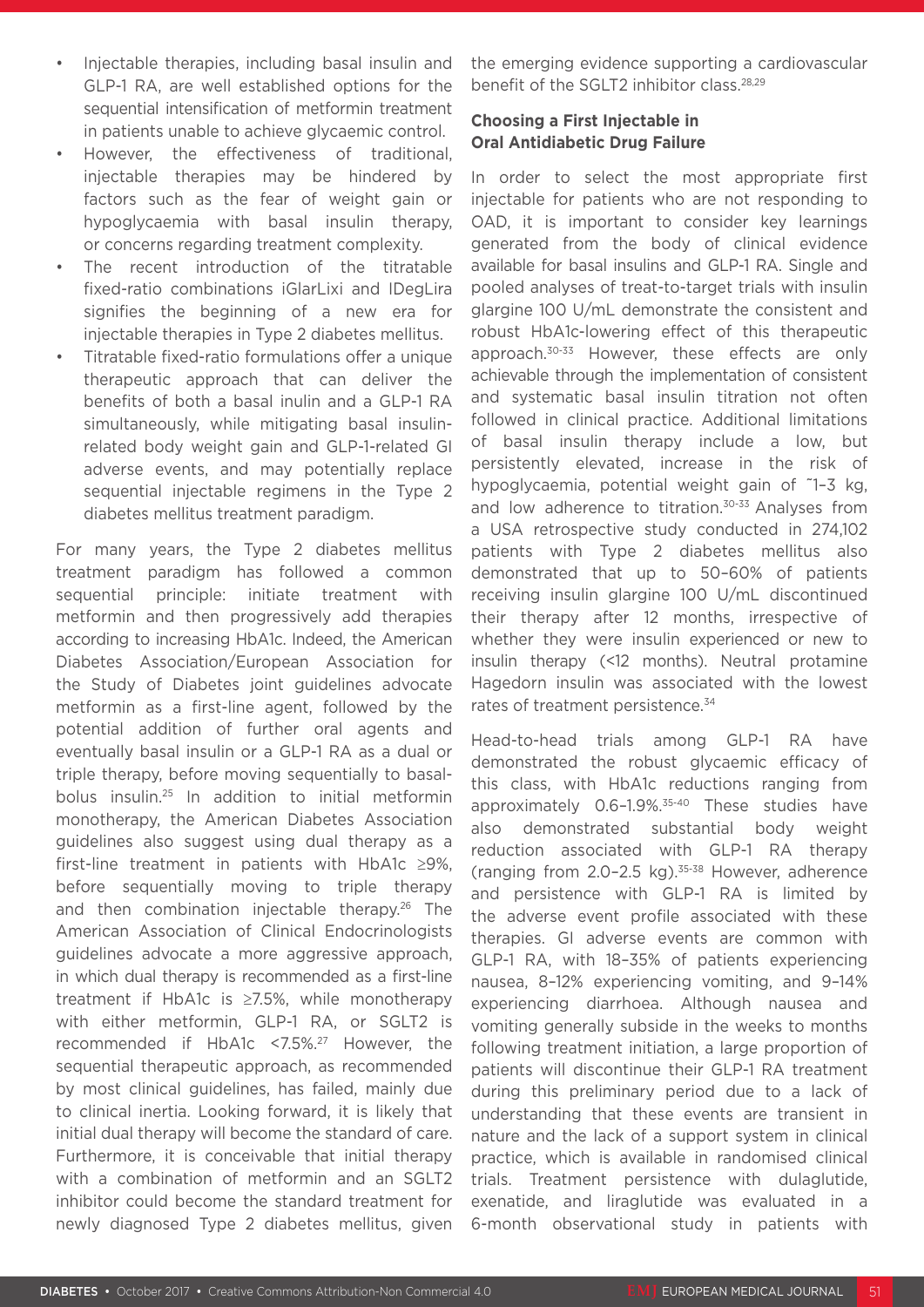- Injectable therapies, including basal insulin and GLP-1 RA, are well established options for the sequential intensification of metformin treatment in patients unable to achieve glycaemic control.
- However, the effectiveness of traditional, injectable therapies may be hindered by factors such as the fear of weight gain or hypoglycaemia with basal insulin therapy, or concerns regarding treatment complexity.
- The recent introduction of the titratable fixed-ratio combinations iGlarLixi and IDegLira signifies the beginning of a new era for injectable therapies in Type 2 diabetes mellitus.
- Titratable fixed-ratio formulations offer a unique therapeutic approach that can deliver the benefits of both a basal inulin and a GLP-1 RA simultaneously, while mitigating basal insulin-related body weight gain and GLP-1-related GI adverse events, and may potentially replace sequential injectable regimens in the Type 2 diabetes mellitus treatment paradigm.

For many years, the Type 2 diabetes mellitus treatment paradigm has followed a common sequential principle: initiate treatment with metformin and then progressively add therapies according to increasing HbA1c. Indeed, the American Diabetes Association/European Association for the Study of Diabetes joint guidelines advocate metformin as a first-line agent, followed by the potential addition of further oral agents and eventually basal insulin or a GLP-1 RA as a dual or triple therapy, before moving sequentially to basal-bolus insulin.[25] In addition to initial metformin monotherapy, the American Diabetes Association guidelines also suggest using dual therapy as a first-line treatment in patients with HbA1c ≥9%, before sequentially moving to triple therapy and then combination injectable therapy.[26] The American Association of Clinical Endocrinologists guidelines advocate a more aggressive approach, in which dual therapy is recommended as a first-line treatment if HbA1c is ≥7.5%, while monotherapy with either metformin, GLP-1 RA, or SGLT2 is recommended if HbA1c <7.5%.[27] However, the sequential therapeutic approach, as recommended by most clinical guidelines, has failed, mainly due to clinical inertia. Looking forward, it is likely that initial dual therapy will become the standard of care. Furthermore, it is conceivable that initial therapy with a combination of metformin and an SGLT2 inhibitor could become the standard treatment for newly diagnosed Type 2 diabetes mellitus, given the emerging evidence supporting a cardiovascular benefit of the SGLT2 inhibitor class.[28,29]

### Choosing a First Injectable in Oral Antidiabetic Drug Failure

In order to select the most appropriate first injectable for patients who are not responding to OAD, it is important to consider key learnings generated from the body of clinical evidence available for basal insulins and GLP-1 RA. Single and pooled analyses of treat-to-target trials with insulin glargine 100 U/mL demonstrate the consistent and robust HbA1c-lowering effect of this therapeutic approach.[30-33] However, these effects are only achievable through the implementation of consistent and systematic basal insulin titration not often followed in clinical practice. Additional limitations of basal insulin therapy include a low, but persistently elevated, increase in the risk of hypoglycaemia, potential weight gain of ˜1–3 kg, and low adherence to titration.[30-33] Analyses from a USA retrospective study conducted in 274,102 patients with Type 2 diabetes mellitus also demonstrated that up to 50–60% of patients receiving insulin glargine 100 U/mL discontinued their therapy after 12 months, irrespective of whether they were insulin experienced or new to insulin therapy (<12 months). Neutral protamine Hagedorn insulin was associated with the lowest rates of treatment persistence.[34]

Head-to-head trials among GLP-1 RA have demonstrated the robust glycaemic efficacy of this class, with HbA1c reductions ranging from approximately 0.6–1.9%.[35-40] These studies have also demonstrated substantial body weight reduction associated with GLP-1 RA therapy (ranging from 2.0–2.5 kg).[35-38] However, adherence and persistence with GLP-1 RA is limited by the adverse event profile associated with these therapies. GI adverse events are common with GLP-1 RA, with 18–35% of patients experiencing nausea, 8–12% experiencing vomiting, and 9–14% experiencing diarrhoea. Although nausea and vomiting generally subside in the weeks to months following treatment initiation, a large proportion of patients will discontinue their GLP-1 RA treatment during this preliminary period due to a lack of understanding that these events are transient in nature and the lack of a support system in clinical practice, which is available in randomised clinical trials. Treatment persistence with dulaglutide, exenatide, and liraglutide was evaluated in a 6-month observational study in patients with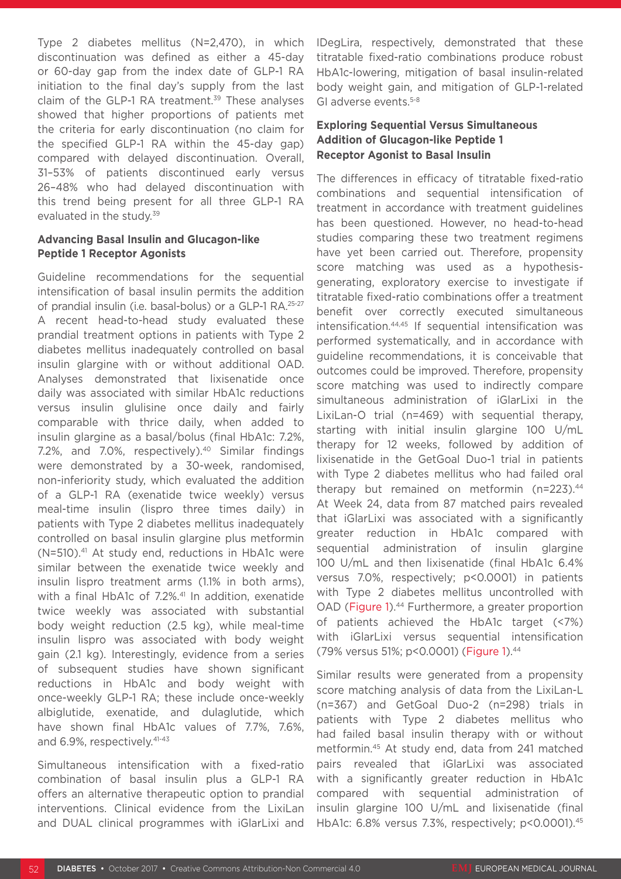Type 2 diabetes mellitus (N=2,470), in which discontinuation was defined as either a 45-day or 60-day gap from the index date of GLP-1 RA initiation to the final day's supply from the last claim of the GLP-1 RA treatment.[39] These analyses showed that higher proportions of patients met the criteria for early discontinuation (no claim for the specified GLP-1 RA within the 45-day gap) compared with delayed discontinuation. Overall, 31–53% of patients discontinued early versus 26–48% who had delayed discontinuation with this trend being present for all three GLP-1 RA evaluated in the study.[39]

### Advancing Basal Insulin and Glucagon-like Peptide 1 Receptor Agonists

Guideline recommendations for the sequential intensification of basal insulin permits the addition of prandial insulin (i.e. basal-bolus) or a GLP-1 RA.[25-27] A recent head-to-head study evaluated these prandial treatment options in patients with Type 2 diabetes mellitus inadequately controlled on basal insulin glargine with or without additional OAD. Analyses demonstrated that lixisenatide once daily was associated with similar HbA1c reductions versus insulin glulisine once daily and fairly comparable with thrice daily, when added to insulin glargine as a basal/bolus (final HbA1c: 7.2%, 7.2%, and 7.0%, respectively).[40] Similar findings were demonstrated by a 30-week, randomised, non-inferiority study, which evaluated the addition of a GLP-1 RA (exenatide twice weekly) versus meal-time insulin (lispro three times daily) in patients with Type 2 diabetes mellitus inadequately controlled on basal insulin glargine plus metformin (N=510).[41] At study end, reductions in HbA1c were similar between the exenatide twice weekly and insulin lispro treatment arms (1.1% in both arms), with a final HbA1c of 7.2%.[41] In addition, exenatide twice weekly was associated with substantial body weight reduction (2.5 kg), while meal-time insulin lispro was associated with body weight gain (2.1 kg). Interestingly, evidence from a series of subsequent studies have shown significant reductions in HbA1c and body weight with once-weekly GLP-1 RA; these include once-weekly albiglutide, exenatide, and dulaglutide, which have shown final HbA1c values of 7.7%, 7.6%, and 6.9%, respectively.[41-43]

Simultaneous intensification with a fixed-ratio combination of basal insulin plus a GLP-1 RA offers an alternative therapeutic option to prandial interventions. Clinical evidence from the LixiLan and DUAL clinical programmes with iGlarLixi and IDegLira, respectively, demonstrated that these titratable fixed-ratio combinations produce robust HbA1c-lowering, mitigation of basal insulin-related body weight gain, and mitigation of GLP-1-related GI adverse events.[5-8]

### Exploring Sequential Versus Simultaneous Addition of Glucagon-like Peptide 1 Receptor Agonist to Basal Insulin

The differences in efficacy of titratable fixed-ratio combinations and sequential intensification of treatment in accordance with treatment guidelines has been questioned. However, no head-to-head studies comparing these two treatment regimens have yet been carried out. Therefore, propensity score matching was used as a hypothesis-generating, exploratory exercise to investigate if titratable fixed-ratio combinations offer a treatment benefit over correctly executed simultaneous intensification.[44,45] If sequential intensification was performed systematically, and in accordance with guideline recommendations, it is conceivable that outcomes could be improved. Therefore, propensity score matching was used to indirectly compare simultaneous administration of iGlarLixi in the LixiLan-O trial (n=469) with sequential therapy, starting with initial insulin glargine 100 U/mL therapy for 12 weeks, followed by addition of lixisenatide in the GetGoal Duo-1 trial in patients with Type 2 diabetes mellitus who had failed oral therapy but remained on metformin (n=223).[44] At Week 24, data from 87 matched pairs revealed that iGlarLixi was associated with a significantly greater reduction in HbA1c compared with sequential administration of insulin glargine 100 U/mL and then lixisenatide (final HbA1c 6.4% versus 7.0%, respectively; $p<0.0001$) in patients with Type 2 diabetes mellitus uncontrolled with OAD (Figure 1).[44] Furthermore, a greater proportion of patients achieved the HbA1c target (<7%) with iGlarLixi versus sequential intensification (79% versus 51%; $p<0.0001$) (Figure 1).[44]

Similar results were generated from a propensity score matching analysis of data from the LixiLan-L (n=367) and GetGoal Duo-2 (n=298) trials in patients with Type 2 diabetes mellitus who had failed basal insulin therapy with or without metformin.[45] At study end, data from 241 matched pairs revealed that iGlarLixi was associated with a significantly greater reduction in HbA1c compared with sequential administration of insulin glargine 100 U/mL and lixisenatide (final HbA1c: 6.8% versus 7.3%, respectively; $p<0.0001$).[45]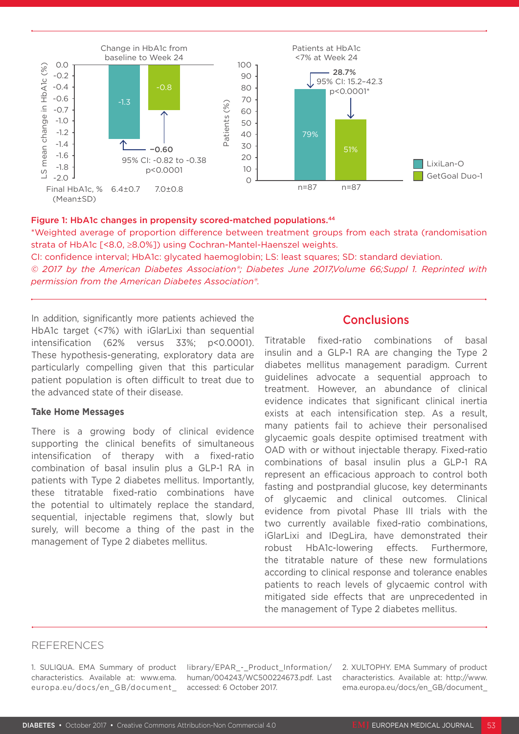Figure 1: HbA1c changes in propensity scored-matched populations.[44]

*Weighted average of proportion difference between treatment groups from each strata (randomisation strata of HbA1c [<8.0, ≥8.0%]) using Cochran-Mantel-Haenszel weights.

CI: confidence interval; HbA1c: glycated haemoglobin; LS: least squares; SD: standard deviation.

*© 2017 by the American Diabetes Association®; Diabetes June 2017,Volume 66;Suppl 1. Reprinted with permission from the American Diabetes Association®.*

In addition, significantly more patients achieved the HbA1c target (<7%) with iGlarLixi than sequential intensification (62% versus 33%; $p<0.0001$). These hypothesis-generating, exploratory data are particularly compelling given that this particular patient population is often difficult to treat due to the advanced state of their disease.

### Take Home Messages

There is a growing body of clinical evidence supporting the clinical benefits of simultaneous intensification of therapy with a fixed-ratio combination of basal insulin plus a GLP-1 RA in patients with Type 2 diabetes mellitus. Importantly, these titratable fixed-ratio combinations have the potential to ultimately replace the standard, sequential, injectable regimens that, slowly but surely, will become a thing of the past in the management of Type 2 diabetes mellitus.

## Conclusions

Titratable fixed-ratio combinations of basal insulin and a GLP-1 RA are changing the Type 2 diabetes mellitus management paradigm. Current guidelines advocate a sequential approach to treatment. However, an abundance of clinical evidence indicates that significant clinical inertia exists at each intensification step. As a result, many patients fail to achieve their personalised glycaemic goals despite optimised treatment with OAD with or without injectable therapy. Fixed-ratio combinations of basal insulin plus a GLP-1 RA represent an efficacious approach to control both fasting and postprandial glucose, key determinants of glycaemic and clinical outcomes. Clinical evidence from pivotal Phase III trials with the two currently available fixed-ratio combinations, iGlarLixi and IDegLira, have demonstrated their robust HbA1c-lowering effects. Furthermore, the titratable nature of these new formulations according to clinical response and tolerance enables patients to reach levels of glycaemic control with mitigated side effects that are unprecedented in the management of Type 2 diabetes mellitus.

## REFERENCES

1. SULIQUA. EMA Summary of product characteristics. Available at: www.ema.europa.eu/docs/en_GB/document_library/EPAR_-_Product_Information/human/004243/WC500224673.pdf. Last accessed: 6 October 2017.

2. XULTOPHY. EMA Summary of product characteristics. Available at: http://www.ema.europa.eu/docs/en_GB/document_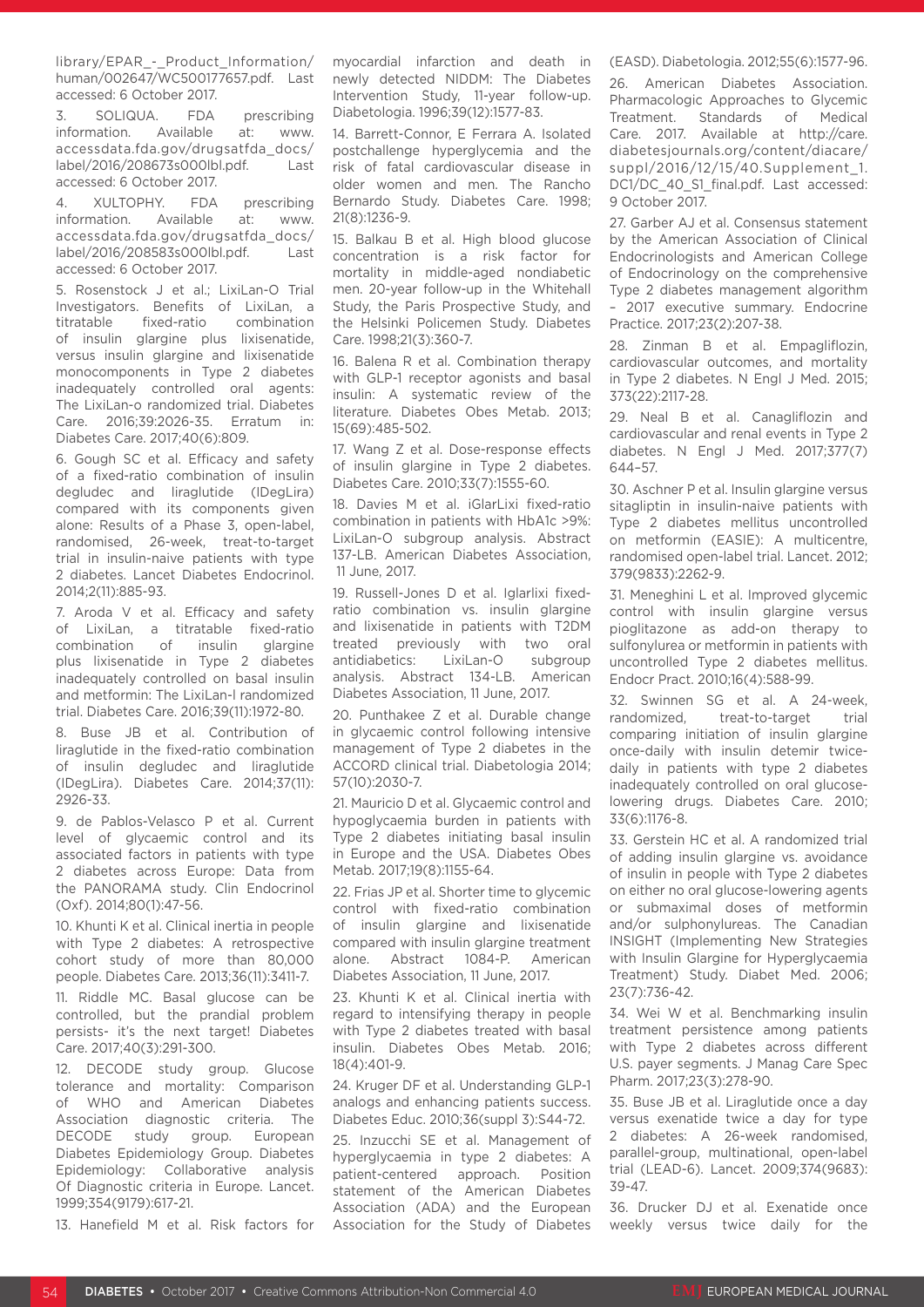library/EPAR_-_Product_Information/human/002647/WC500177657.pdf. Last accessed: 6 October 2017.

3. SOLIQUA. FDA prescribing information. Available at: www.accessdata.fda.gov/drugsatfda_docs/label/2016/208673s000lbl.pdf. Last accessed: 6 October 2017.

4. XULTOPHY. FDA prescribing information. Available at: www.accessdata.fda.gov/drugsatfda_docs/label/2016/208583s000lbl.pdf. Last accessed: 6 October 2017.

5. Rosenstock J et al.; LixiLan-O Trial Investigators. Benefits of LixiLan, a titratable fixed-ratio combination of insulin glargine plus lixisenatide, versus insulin glargine and lixisenatide monocomponents in Type 2 diabetes inadequately controlled oral agents: The LixiLan-o randomized trial. Diabetes Care. 2016;39:2026-35. Erratum in: Diabetes Care. 2017;40(6):809.

6. Gough SC et al. Efficacy and safety of a fixed-ratio combination of insulin degludec and liraglutide (IDegLira) compared with its components given alone: Results of a Phase 3, open-label, randomised, 26-week, treat-to-target trial in insulin-naive patients with type 2 diabetes. Lancet Diabetes Endocrinol. 2014;2(11):885-93.

7. Aroda V et al. Efficacy and safety of LixiLan, a titratable fixed-ratio combination of insulin glargine plus lixisenatide in Type 2 diabetes inadequately controlled on basal insulin and metformin: The LixiLan-I randomized trial. Diabetes Care. 2016;39(11):1972-80.

8. Buse JB et al. Contribution of liraglutide in the fixed-ratio combination of insulin degludec and liraglutide (IDegLira). Diabetes Care. 2014;37(11): 2926-33.

9. de Pablos-Velasco P et al. Current level of glycaemic control and its associated factors in patients with type 2 diabetes across Europe: Data from the PANORAMA study. Clin Endocrinol (Oxf). 2014;80(1):47-56.

10. Khunti K et al. Clinical inertia in people with Type 2 diabetes: A retrospective cohort study of more than 80,000 people. Diabetes Care. 2013;36(11):3411-7.

11. Riddle MC. Basal glucose can be controlled, but the prandial problem persists- it's the next target! Diabetes Care. 2017;40(3):291-300.

12. DECODE study group. Glucose tolerance and mortality: Comparison of WHO and American Diabetes Association diagnostic criteria. The DECODE study group. European Diabetes Epidemiology Group. Diabetes Epidemiology: Collaborative analysis Of Diagnostic criteria in Europe. Lancet. 1999;354(9179):617-21.

13. Hanefield M et al. Risk factors for myocardial infarction and death in newly detected NIDDM: The Diabetes Intervention Study, 11-year follow-up. Diabetologia. 1996;39(12):1577-83.

14. Barrett-Connor, E Ferrara A. Isolated postchallenge hyperglycemia and the risk of fatal cardiovascular disease in older women and men. The Rancho Bernardo Study. Diabetes Care. 1998; 21(8):1236-9.

15. Balkau B et al. High blood glucose concentration is a risk factor for mortality in middle-aged nondiabetic men. 20-year follow-up in the Whitehall Study, the Paris Prospective Study, and the Helsinki Policemen Study. Diabetes Care. 1998;21(3):360-7.

16. Balena R et al. Combination therapy with GLP-1 receptor agonists and basal insulin: A systematic review of the literature. Diabetes Obes Metab. 2013; 15(69):485-502.

17. Wang Z et al. Dose-response effects of insulin glargine in Type 2 diabetes. Diabetes Care. 2010;33(7):1555-60.

18. Davies M et al. iGlarLixi fixed-ratio combination in patients with HbA1c >9%: LixiLan-O subgroup analysis. Abstract 137-LB. American Diabetes Association, 11 June, 2017.

19. Russell-Jones D et al. Iglarlixi fixed-ratio combination vs. insulin glargine and lixisenatide in patients with T2DM treated previously with two oral antidiabetics: LixiLan-O subgroup analysis. Abstract 134-LB. American Diabetes Association, 11 June, 2017.

20. Punthakee Z et al. Durable change in glycaemic control following intensive management of Type 2 diabetes in the ACCORD clinical trial. Diabetologia 2014; 57(10):2030-7.

21. Mauricio D et al. Glycaemic control and hypoglycaemia burden in patients with Type 2 diabetes initiating basal insulin in Europe and the USA. Diabetes Obes Metab. 2017;19(8):1155-64.

22. Frias JP et al. Shorter time to glycemic control with fixed-ratio combination of insulin glargine and lixisenatide compared with insulin glargine treatment alone. Abstract 1084-P. American Diabetes Association, 11 June, 2017.

23. Khunti K et al. Clinical inertia with regard to intensifying therapy in people with Type 2 diabetes treated with basal insulin. Diabetes Obes Metab. 2016; 18(4):401-9.

24. Kruger DF et al. Understanding GLP-1 analogs and enhancing patients success. Diabetes Educ. 2010;36(suppl 3):S44-72.

25. Inzucchi SE et al. Management of hyperglycaemia in type 2 diabetes: A patient-centered approach. Position statement of the American Diabetes Association (ADA) and the European Association for the Study of Diabetes (EASD). Diabetologia. 2012;55(6):1577-96.

26. American Diabetes Association. Pharmacologic Approaches to Glycemic Treatment. Standards of Medical Care. 2017. Available at http://care.diabetesjournals.org/content/diacare/suppl/2016/12/15/40.Supplement_1.DC1/DC_40_S1_final.pdf. Last accessed: 9 October 2017.

27. Garber AJ et al. Consensus statement by the American Association of Clinical Endocrinologists and American College of Endocrinology on the comprehensive Type 2 diabetes management algorithm – 2017 executive summary. Endocrine Practice. 2017;23(2):207-38.

28. Zinman B et al. Empagliflozin, cardiovascular outcomes, and mortality in Type 2 diabetes. N Engl J Med. 2015; 373(22):2117-28.

29. Neal B et al. Canagliflozin and cardiovascular and renal events in Type 2 diabetes. N Engl J Med. 2017;377(7) 644–57.

30. Aschner P et al. Insulin glargine versus sitagliptin in insulin-naive patients with Type 2 diabetes mellitus uncontrolled on metformin (EASIE): A multicentre, randomised open-label trial. Lancet. 2012; 379(9833):2262-9.

31. Meneghini L et al. Improved glycemic control with insulin glargine versus pioglitazone as add-on therapy to sulfonylurea or metformin in patients with uncontrolled Type 2 diabetes mellitus. Endocr Pract. 2010;16(4):588-99.

32. Swinnen SG et al. A 24-week, randomized, treat-to-target trial comparing initiation of insulin glargine once-daily with insulin detemir twice-daily in patients with type 2 diabetes inadequately controlled on oral glucose-lowering drugs. Diabetes Care. 2010; 33(6):1176-8.

33. Gerstein HC et al. A randomized trial of adding insulin glargine vs. avoidance of insulin in people with Type 2 diabetes on either no oral glucose-lowering agents or submaximal doses of metformin and/or sulphonylureas. The Canadian INSIGHT (Implementing New Strategies with Insulin Glargine for Hyperglycaemia Treatment) Study. Diabet Med. 2006; 23(7):736-42.

34. Wei W et al. Benchmarking insulin treatment persistence among patients with Type 2 diabetes across different U.S. payer segments. J Manag Care Spec Pharm. 2017;23(3):278-90.

35. Buse JB et al. Liraglutide once a day versus exenatide twice a day for type 2 diabetes: A 26-week randomised, parallel-group, multinational, open-label trial (LEAD-6). Lancet. 2009;374(9683): 39-47.

36. Drucker DJ et al. Exenatide once weekly versus twice daily for the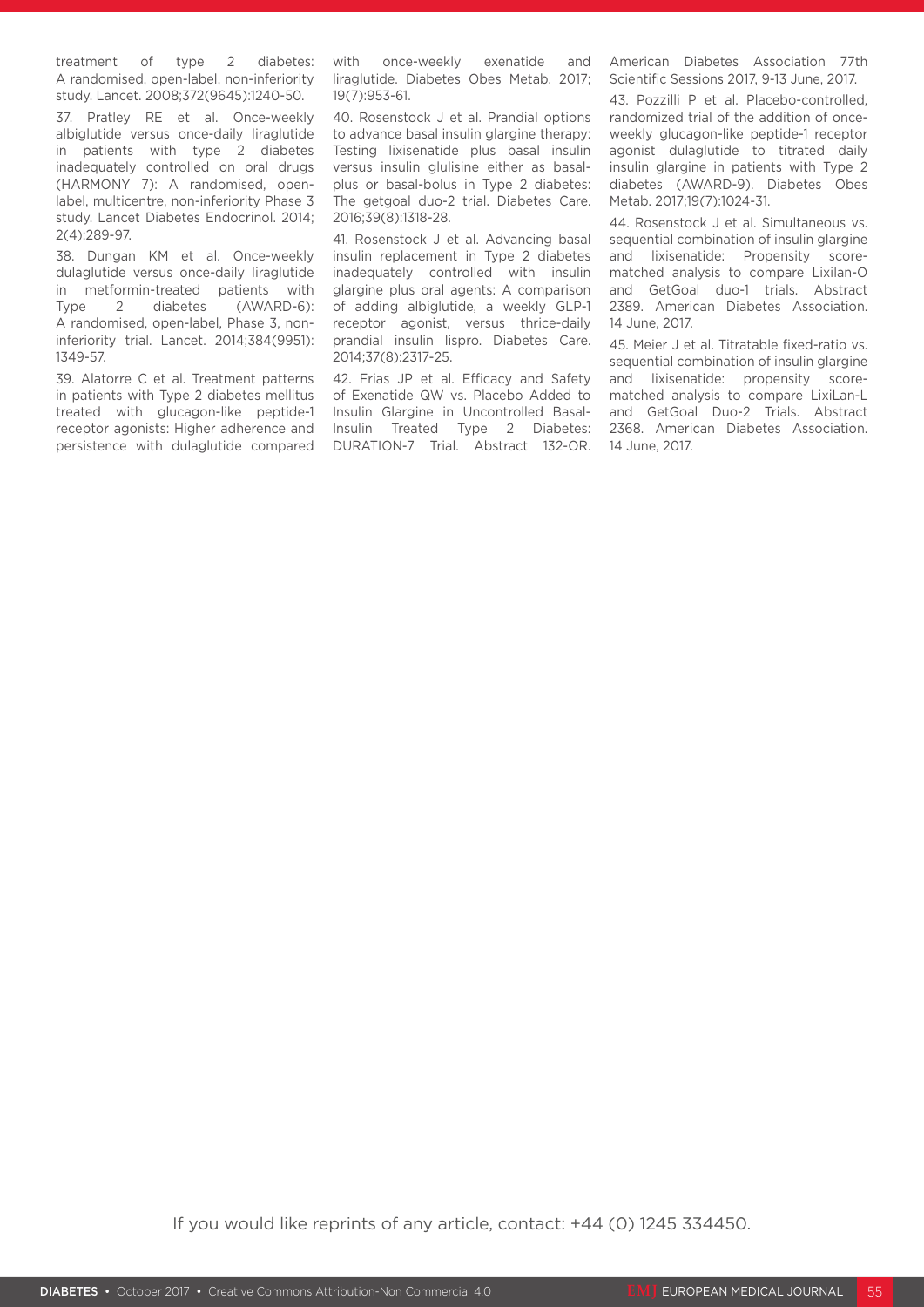treatment of type 2 diabetes: A randomised, open-label, non-inferiority study. Lancet. 2008;372(9645):1240-50.

37. Pratley RE et al. Once-weekly albiglutide versus once-daily liraglutide in patients with type 2 diabetes inadequately controlled on oral drugs (HARMONY 7): A randomised, open-label, multicentre, non-inferiority Phase 3 study. Lancet Diabetes Endocrinol. 2014; 2(4):289-97.

38. Dungan KM et al. Once-weekly dulaglutide versus once-daily liraglutide in metformin-treated patients with Type 2 diabetes (AWARD-6): A randomised, open-label, Phase 3, non-inferiority trial. Lancet. 2014;384(9951): 1349-57.

39. Alatorre C et al. Treatment patterns in patients with Type 2 diabetes mellitus treated with glucagon-like peptide-1 receptor agonists: Higher adherence and persistence with dulaglutide compared with once-weekly exenatide and liraglutide. Diabetes Obes Metab. 2017; 19(7):953-61.

40. Rosenstock J et al. Prandial options to advance basal insulin glargine therapy: Testing lixisenatide plus basal insulin versus insulin glulisine either as basal-plus or basal-bolus in Type 2 diabetes: The getgoal duo-2 trial. Diabetes Care. 2016;39(8):1318-28.

41. Rosenstock J et al. Advancing basal insulin replacement in Type 2 diabetes inadequately controlled with insulin glargine plus oral agents: A comparison of adding albiglutide, a weekly GLP-1 receptor agonist, versus thrice-daily prandial insulin lispro. Diabetes Care. 2014;37(8):2317-25.

42. Frias JP et al. Efficacy and Safety of Exenatide QW vs. Placebo Added to Insulin Glargine in Uncontrolled Basal-Insulin Treated Type 2 Diabetes: DURATION-7 Trial. Abstract 132-OR. American Diabetes Association 77th Scientific Sessions 2017, 9-13 June, 2017.

43. Pozzilli P et al. Placebo-controlled, randomized trial of the addition of once-weekly glucagon-like peptide-1 receptor agonist dulaglutide to titrated daily insulin glargine in patients with Type 2 diabetes (AWARD-9). Diabetes Obes Metab. 2017;19(7):1024-31.

44. Rosenstock J et al. Simultaneous vs. sequential combination of insulin glargine and lixisenatide: Propensity score-matched analysis to compare Lixilan-O and GetGoal duo-1 trials. Abstract 2389. American Diabetes Association. 14 June, 2017.

45. Meier J et al. Titratable fixed-ratio vs. sequential combination of insulin glargine and lixisenatide: propensity score-matched analysis to compare LixiLan-L and GetGoal Duo-2 Trials. Abstract 2368. American Diabetes Association. 14 June, 2017.

If you would like reprints of any article, contact: +44 (0) 1245 334450.